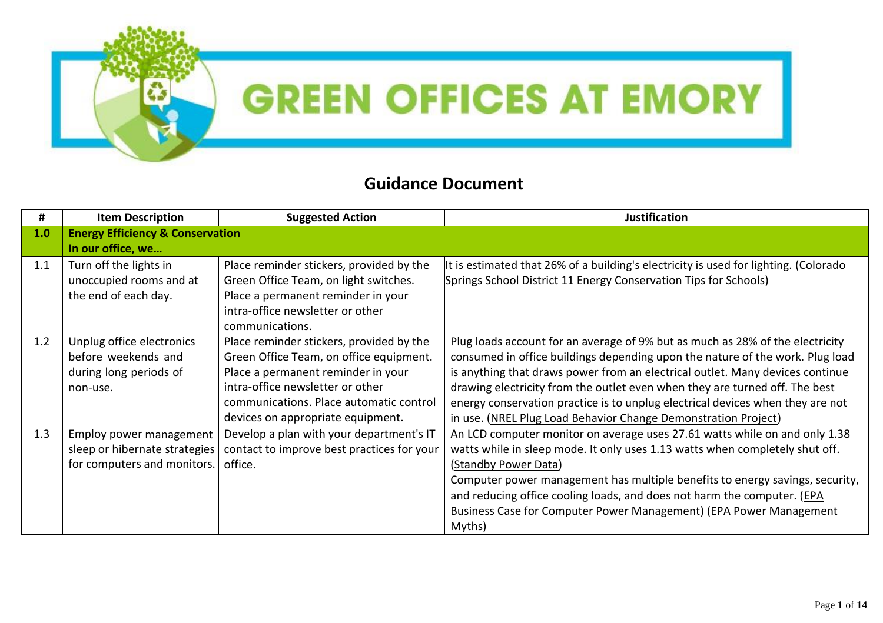# GREEN OFFICES AT EMORY

## Guidance Document

| # | Item Description | Suggested Action | Justification |
|---|---|---|---|
| **1.0** | **Energy Efficiency & Conservation In our office, we…** | | |
| 1.1 | Turn off the lights in unoccupied rooms and at the end of each day. | Place reminder stickers, provided by the Green Office Team, on light switches. Place a permanent reminder in your intra-office newsletter or other communications. | It is estimated that 26% of a building's electricity is used for lighting. (Colorado Springs School District 11 Energy Conservation Tips for Schools) |
| 1.2 | Unplug office electronics before weekends and during long periods of non-use. | Place reminder stickers, provided by the Green Office Team, on office equipment. Place a permanent reminder in your intra-office newsletter or other communications. Place automatic control devices on appropriate equipment. | Plug loads account for an average of 9% but as much as 28% of the electricity consumed in office buildings depending upon the nature of the work. Plug load is anything that draws power from an electrical outlet. Many devices continue drawing electricity from the outlet even when they are turned off. The best energy conservation practice is to unplug electrical devices when they are not in use. (NREL Plug Load Behavior Change Demonstration Project) |
| 1.3 | Employ power management sleep or hibernate strategies for computers and monitors. | Develop a plan with your department's IT contact to improve best practices for your office. | An LCD computer monitor on average uses 27.61 watts while on and only 1.38 watts while in sleep mode. It only uses 1.13 watts when completely shut off. (Standby Power Data) Computer power management has multiple benefits to energy savings, security, and reducing office cooling loads, and does not harm the computer. (EPA Business Case for Computer Power Management) (EPA Power Management Myths) |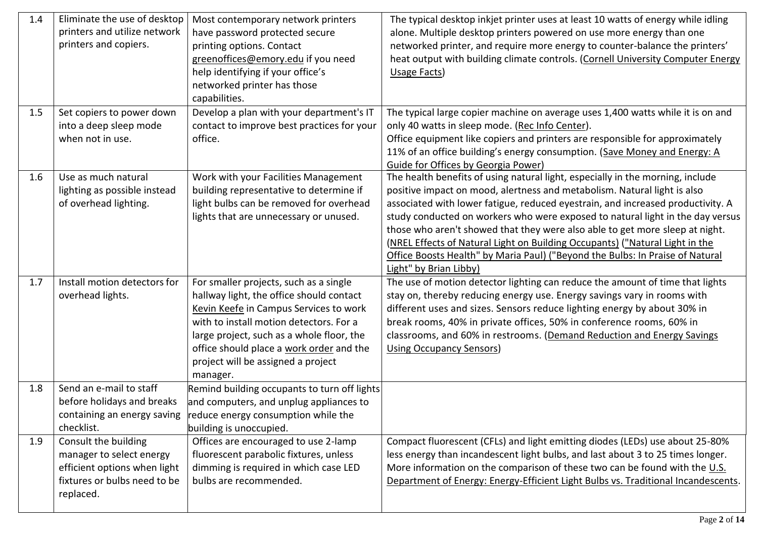| 1.4 | Eliminate the use of desktop printers and utilize network printers and copiers. | Most contemporary network printers have password protected secure printing options. Contact greenoffices@emory.edu if you need help identifying if your office's networked printer has those capabilities. | The typical desktop inkjet printer uses at least 10 watts of energy while idling alone. Multiple desktop printers powered on use more energy than one networked printer, and require more energy to counter-balance the printers' heat output with building climate controls. (Cornell University Computer Energy Usage Facts) |
|---|---|---|---|
| 1.5 | Set copiers to power down into a deep sleep mode when not in use. | Develop a plan with your department's IT contact to improve best practices for your office. | The typical large copier machine on average uses 1,400 watts while it is on and only 40 watts in sleep mode. (Rec Info Center). Office equipment like copiers and printers are responsible for approximately 11% of an office building's energy consumption. (Save Money and Energy: A Guide for Offices by Georgia Power) |
| 1.6 | Use as much natural lighting as possible instead of overhead lighting. | Work with your Facilities Management building representative to determine if light bulbs can be removed for overhead lights that are unnecessary or unused. | The health benefits of using natural light, especially in the morning, include positive impact on mood, alertness and metabolism. Natural light is also associated with lower fatigue, reduced eyestrain, and increased productivity. A study conducted on workers who were exposed to natural light in the day versus those who aren't showed that they were also able to get more sleep at night. (NREL Effects of Natural Light on Building Occupants) ("Natural Light in the Office Boosts Health" by Maria Paul) ("Beyond the Bulbs: In Praise of Natural Light" by Brian Libby) |
| 1.7 | Install motion detectors for overhead lights. | For smaller projects, such as a single hallway light, the office should contact Kevin Keefe in Campus Services to work with to install motion detectors. For a large project, such as a whole floor, the office should place a work order and the project will be assigned a project manager. | The use of motion detector lighting can reduce the amount of time that lights stay on, thereby reducing energy use. Energy savings vary in rooms with different uses and sizes. Sensors reduce lighting energy by about 30% in break rooms, 40% in private offices, 50% in conference rooms, 60% in classrooms, and 60% in restrooms. (Demand Reduction and Energy Savings Using Occupancy Sensors) |
| 1.8 | Send an e-mail to staff before holidays and breaks containing an energy saving checklist. | Remind building occupants to turn off lights and computers, and unplug appliances to reduce energy consumption while the building is unoccupied. | |
| 1.9 | Consult the building manager to select energy efficient options when light fixtures or bulbs need to be replaced. | Offices are encouraged to use 2-lamp fluorescent parabolic fixtures, unless dimming is required in which case LED bulbs are recommended. | Compact fluorescent (CFLs) and light emitting diodes (LEDs) use about 25-80% less energy than incandescent light bulbs, and last about 3 to 25 times longer. More information on the comparison of these two can be found with the U.S. Department of Energy: Energy-Efficient Light Bulbs vs. Traditional Incandescents. |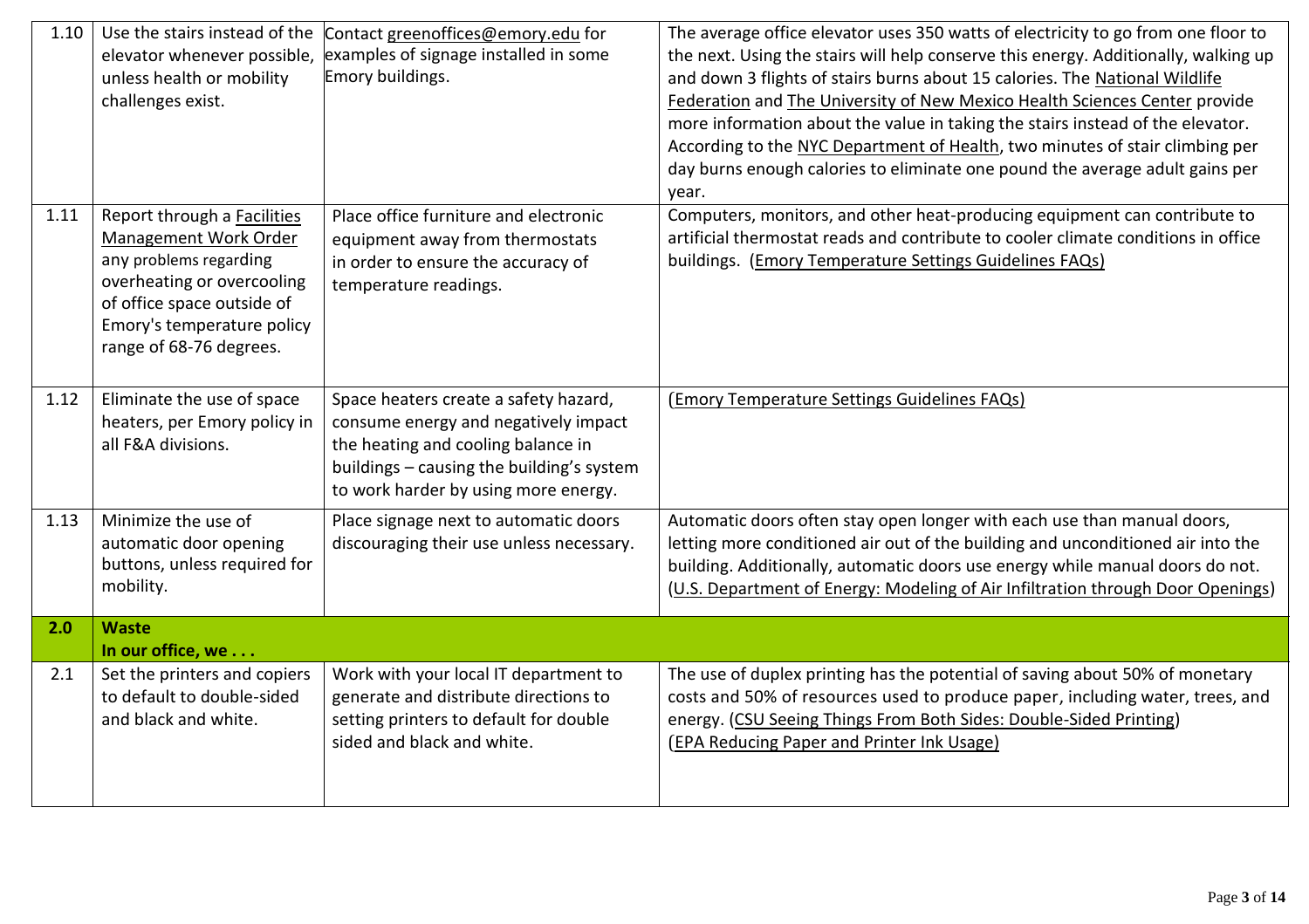| | | | |
|---|---|---|---|
| 1.10 | Use the stairs instead of the elevator whenever possible, unless health or mobility challenges exist. | Contact greenoffices@emory.edu for examples of signage installed in some Emory buildings. | The average office elevator uses 350 watts of electricity to go from one floor to the next. Using the stairs will help conserve this energy. Additionally, walking up and down 3 flights of stairs burns about 15 calories. The National Wildlife Federation and The University of New Mexico Health Sciences Center provide more information about the value in taking the stairs instead of the elevator. According to the NYC Department of Health, two minutes of stair climbing per day burns enough calories to eliminate one pound the average adult gains per year. |
| 1.11 | Report through a Facilities Management Work Order any problems regarding overheating or overcooling of office space outside of Emory's temperature policy range of 68-76 degrees. | Place office furniture and electronic equipment away from thermostats in order to ensure the accuracy of temperature readings. | Computers, monitors, and other heat-producing equipment can contribute to artificial thermostat reads and contribute to cooler climate conditions in office buildings. (Emory Temperature Settings Guidelines FAQs) |
| 1.12 | Eliminate the use of space heaters, per Emory policy in all F&A divisions. | Space heaters create a safety hazard, consume energy and negatively impact the heating and cooling balance in buildings – causing the building's system to work harder by using more energy. | (Emory Temperature Settings Guidelines FAQs) |
| 1.13 | Minimize the use of automatic door opening buttons, unless required for mobility. | Place signage next to automatic doors discouraging their use unless necessary. | Automatic doors often stay open longer with each use than manual doors, letting more conditioned air out of the building and unconditioned air into the building. Additionally, automatic doors use energy while manual doors do not. (U.S. Department of Energy: Modeling of Air Infiltration through Door Openings) |
| **2.0** | **Waste**<br>**In our office, we . . .** | | |
| 2.1 | Set the printers and copiers to default to double-sided and black and white. | Work with your local IT department to generate and distribute directions to setting printers to default for double sided and black and white. | The use of duplex printing has the potential of saving about 50% of monetary costs and 50% of resources used to produce paper, including water, trees, and energy. (CSU Seeing Things From Both Sides: Double-Sided Printing)<br>(EPA Reducing Paper and Printer Ink Usage) |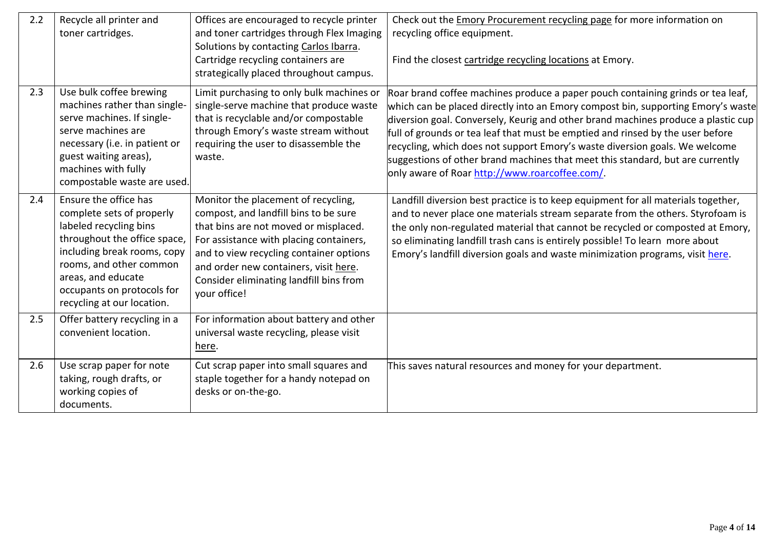| 2.2 | Recycle all printer and toner cartridges. | Offices are encouraged to recycle printer and toner cartridges through Flex Imaging Solutions by contacting Carlos Ibarra. Cartridge recycling containers are strategically placed throughout campus. | Check out the Emory Procurement recycling page for more information on recycling office equipment.<br><br>Find the closest cartridge recycling locations at Emory. |
|---|---|---|---|
| 2.3 | Use bulk coffee brewing machines rather than single-serve machines. If single-serve machines are necessary (i.e. in patient or guest waiting areas), machines with fully compostable waste are used. | Limit purchasing to only bulk machines or single-serve machine that produce waste that is recyclable and/or compostable through Emory's waste stream without requiring the user to disassemble the waste. | Roar brand coffee machines produce a paper pouch containing grinds or tea leaf, which can be placed directly into an Emory compost bin, supporting Emory's waste diversion goal. Conversely, Keurig and other brand machines produce a plastic cup full of grounds or tea leaf that must be emptied and rinsed by the user before recycling, which does not support Emory's waste diversion goals. We welcome suggestions of other brand machines that meet this standard, but are currently only aware of Roar http://www.roarcoffee.com/. |
| 2.4 | Ensure the office has complete sets of properly labeled recycling bins throughout the office space, including break rooms, copy rooms, and other common areas, and educate occupants on protocols for recycling at our location. | Monitor the placement of recycling, compost, and landfill bins to be sure that bins are not moved or misplaced. For assistance with placing containers, and to view recycling container options and order new containers, visit here. Consider eliminating landfill bins from your office! | Landfill diversion best practice is to keep equipment for all materials together, and to never place one materials stream separate from the others. Styrofoam is the only non-regulated material that cannot be recycled or composted at Emory, so eliminating landfill trash cans is entirely possible! To learn more about Emory's landfill diversion goals and waste minimization programs, visit here. |
| 2.5 | Offer battery recycling in a convenient location. | For information about battery and other universal waste recycling, please visit here. | |
| 2.6 | Use scrap paper for note taking, rough drafts, or working copies of documents. | Cut scrap paper into small squares and staple together for a handy notepad on desks or on-the-go. | This saves natural resources and money for your department. |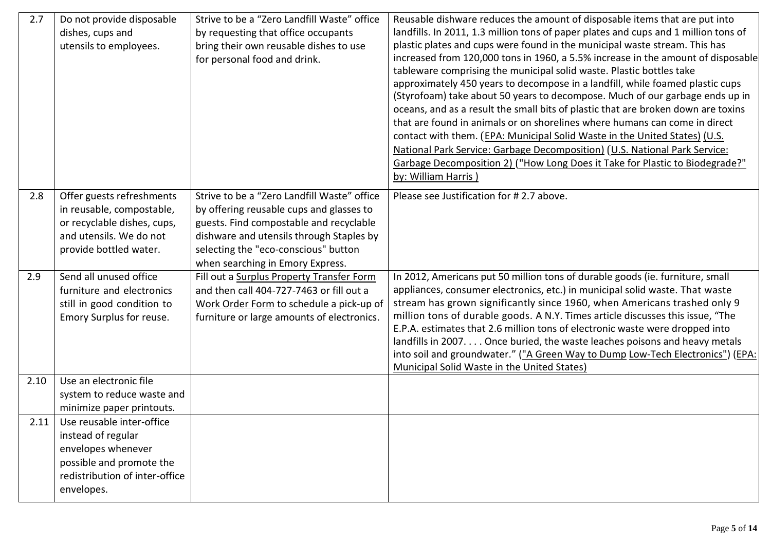| 2.7 | Do not provide disposable dishes, cups and utensils to employees. | Strive to be a "Zero Landfill Waste" office by requesting that office occupants bring their own reusable dishes to use for personal food and drink. | Reusable dishware reduces the amount of disposable items that are put into landfills. In 2011, 1.3 million tons of paper plates and cups and 1 million tons of plastic plates and cups were found in the municipal waste stream. This has increased from 120,000 tons in 1960, a 5.5% increase in the amount of disposable tableware comprising the municipal solid waste. Plastic bottles take approximately 450 years to decompose in a landfill, while foamed plastic cups (Styrofoam) take about 50 years to decompose. Much of our garbage ends up in oceans, and as a result the small bits of plastic that are broken down are toxins that are found in animals or on shorelines where humans can come in direct contact with them. (EPA: Municipal Solid Waste in the United States) (U.S. National Park Service: Garbage Decomposition) (U.S. National Park Service: Garbage Decomposition 2) ("How Long Does it Take for Plastic to Biodegrade?" by: William Harris ) |
|---|---|---|---|
| 2.8 | Offer guests refreshments in reusable, compostable, or recyclable dishes, cups, and utensils. We do not provide bottled water. | Strive to be a "Zero Landfill Waste" office by offering reusable cups and glasses to guests. Find compostable and recyclable dishware and utensils through Staples by selecting the "eco-conscious" button when searching in Emory Express. | Please see Justification for # 2.7 above. |
| 2.9 | Send all unused office furniture and electronics still in good condition to Emory Surplus for reuse. | Fill out a Surplus Property Transfer Form and then call 404-727-7463 or fill out a Work Order Form to schedule a pick-up of furniture or large amounts of electronics. | In 2012, Americans put 50 million tons of durable goods (ie. furniture, small appliances, consumer electronics, etc.) in municipal solid waste. That waste stream has grown significantly since 1960, when Americans trashed only 9 million tons of durable goods. A N.Y. Times article discusses this issue, "The E.P.A. estimates that 2.6 million tons of electronic waste were dropped into landfills in 2007. . . . Once buried, the waste leaches poisons and heavy metals into soil and groundwater." ("A Green Way to Dump Low-Tech Electronics") (EPA: Municipal Solid Waste in the United States) |
| 2.10 | Use an electronic file system to reduce waste and minimize paper printouts. | | |
| 2.11 | Use reusable inter-office instead of regular envelopes whenever possible and promote the redistribution of inter-office envelopes. | | |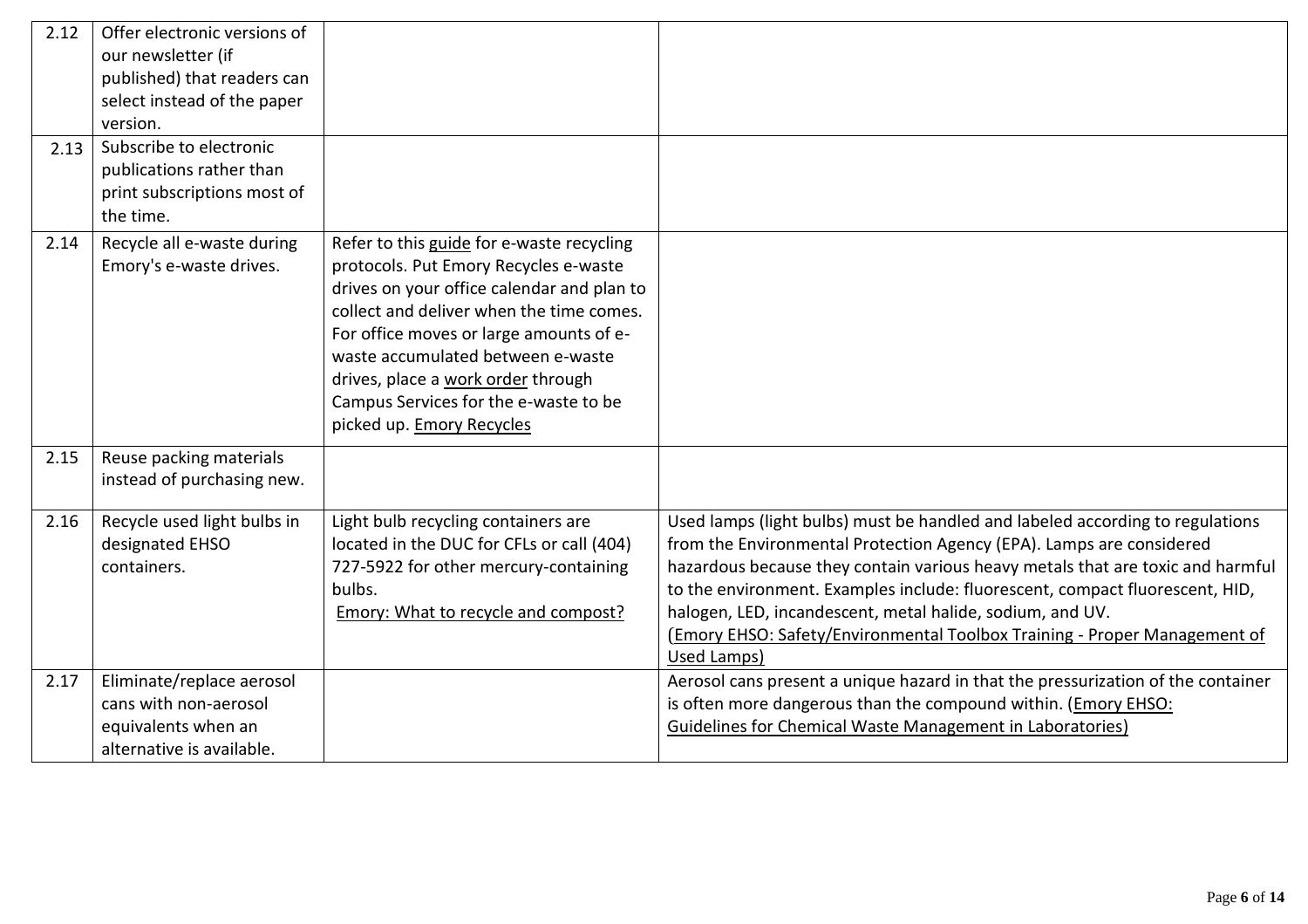| 2.12 | Offer electronic versions of our newsletter (if published) that readers can select instead of the paper version. | | |
|---|---|---|---|
| 2.13 | Subscribe to electronic publications rather than print subscriptions most of the time. | | |
| 2.14 | Recycle all e-waste during Emory's e-waste drives. | Refer to this guide for e-waste recycling protocols. Put Emory Recycles e-waste drives on your office calendar and plan to collect and deliver when the time comes. For office moves or large amounts of e-waste accumulated between e-waste drives, place a work order through Campus Services for the e-waste to be picked up. Emory Recycles | |
| 2.15 | Reuse packing materials instead of purchasing new. | | |
| 2.16 | Recycle used light bulbs in designated EHSO containers. | Light bulb recycling containers are located in the DUC for CFLs or call (404) 727-5922 for other mercury-containing bulbs. Emory: What to recycle and compost? | Used lamps (light bulbs) must be handled and labeled according to regulations from the Environmental Protection Agency (EPA). Lamps are considered hazardous because they contain various heavy metals that are toxic and harmful to the environment. Examples include: fluorescent, compact fluorescent, HID, halogen, LED, incandescent, metal halide, sodium, and UV. (Emory EHSO: Safety/Environmental Toolbox Training - Proper Management of Used Lamps) |
| 2.17 | Eliminate/replace aerosol cans with non-aerosol equivalents when an alternative is available. | | Aerosol cans present a unique hazard in that the pressurization of the container is often more dangerous than the compound within. (Emory EHSO: Guidelines for Chemical Waste Management in Laboratories) |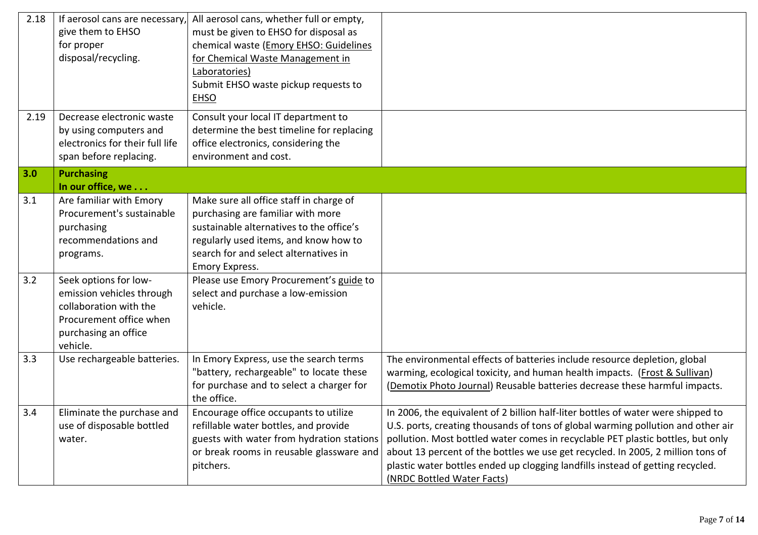| | | | |
|---|---|---|---|
| 2.18 | If aerosol cans are necessary, give them to EHSO for proper disposal/recycling. | All aerosol cans, whether full or empty, must be given to EHSO for disposal as chemical waste (Emory EHSO: Guidelines for Chemical Waste Management in Laboratories) Submit EHSO waste pickup requests to EHSO | |
| 2.19 | Decrease electronic waste by using computers and electronics for their full life span before replacing. | Consult your local IT department to determine the best timeline for replacing office electronics, considering the environment and cost. | |
| **3.0** | **Purchasing In our office, we . . .** | | |
| 3.1 | Are familiar with Emory Procurement's sustainable purchasing recommendations and programs. | Make sure all office staff in charge of purchasing are familiar with more sustainable alternatives to the office's regularly used items, and know how to search for and select alternatives in Emory Express. | |
| 3.2 | Seek options for low-emission vehicles through collaboration with the Procurement office when purchasing an office vehicle. | Please use Emory Procurement's guide to select and purchase a low-emission vehicle. | |
| 3.3 | Use rechargeable batteries. | In Emory Express, use the search terms "battery, rechargeable" to locate these for purchase and to select a charger for the office. | The environmental effects of batteries include resource depletion, global warming, ecological toxicity, and human health impacts. (Frost & Sullivan) (Demotix Photo Journal) Reusable batteries decrease these harmful impacts. |
| 3.4 | Eliminate the purchase and use of disposable bottled water. | Encourage office occupants to utilize refillable water bottles, and provide guests with water from hydration stations or break rooms in reusable glassware and pitchers. | In 2006, the equivalent of 2 billion half-liter bottles of water were shipped to U.S. ports, creating thousands of tons of global warming pollution and other air pollution. Most bottled water comes in recyclable PET plastic bottles, but only about 13 percent of the bottles we use get recycled. In 2005, 2 million tons of plastic water bottles ended up clogging landfills instead of getting recycled. (NRDC Bottled Water Facts) |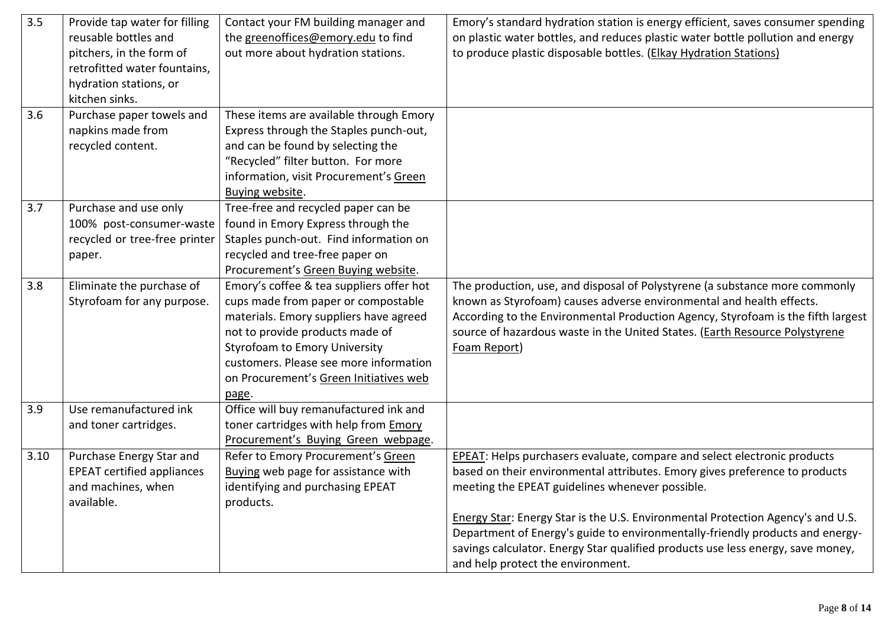| | | | |
|---|---|---|---|
| 3.5 | Provide tap water for filling reusable bottles and pitchers, in the form of retrofitted water fountains, hydration stations, or kitchen sinks. | Contact your FM building manager and the greenoffices@emory.edu to find out more about hydration stations. | Emory's standard hydration station is energy efficient, saves consumer spending on plastic water bottles, and reduces plastic water bottle pollution and energy to produce plastic disposable bottles. (Elkay Hydration Stations) |
| 3.6 | Purchase paper towels and napkins made from recycled content. | These items are available through Emory Express through the Staples punch-out, and can be found by selecting the "Recycled" filter button. For more information, visit Procurement's Green Buying website. | |
| 3.7 | Purchase and use only 100% post-consumer-waste recycled or tree-free printer paper. | Tree-free and recycled paper can be found in Emory Express through the Staples punch-out. Find information on recycled and tree-free paper on Procurement's Green Buying website. | |
| 3.8 | Eliminate the purchase of Styrofoam for any purpose. | Emory's coffee & tea suppliers offer hot cups made from paper or compostable materials. Emory suppliers have agreed not to provide products made of Styrofoam to Emory University customers. Please see more information on Procurement's Green Initiatives web page. | The production, use, and disposal of Polystyrene (a substance more commonly known as Styrofoam) causes adverse environmental and health effects. According to the Environmental Production Agency, Styrofoam is the fifth largest source of hazardous waste in the United States. (Earth Resource Polystyrene Foam Report) |
| 3.9 | Use remanufactured ink and toner cartridges. | Office will buy remanufactured ink and toner cartridges with help from Emory Procurement's Buying Green webpage. | |
| 3.10 | Purchase Energy Star and EPEAT certified appliances and machines, when available. | Refer to Emory Procurement's Green Buying web page for assistance with identifying and purchasing EPEAT products. | EPEAT: Helps purchasers evaluate, compare and select electronic products based on their environmental attributes. Emory gives preference to products meeting the EPEAT guidelines whenever possible.<br><br>Energy Star: Energy Star is the U.S. Environmental Protection Agency's and U.S. Department of Energy's guide to environmentally-friendly products and energy-savings calculator. Energy Star qualified products use less energy, save money, and help protect the environment. |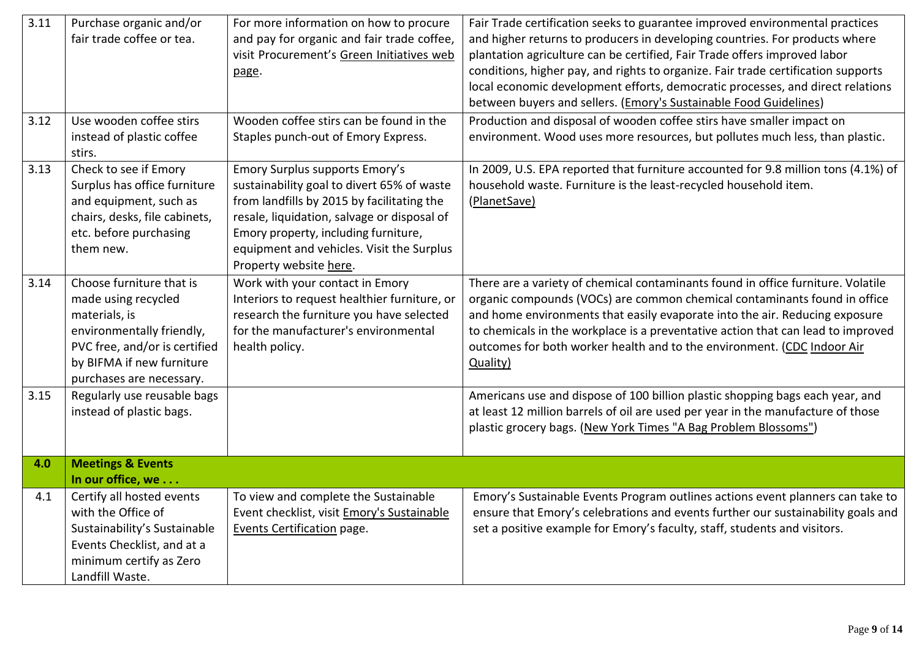| 3.11 | Purchase organic and/or fair trade coffee or tea. | For more information on how to procure and pay for organic and fair trade coffee, visit Procurement's Green Initiatives web page. | Fair Trade certification seeks to guarantee improved environmental practices and higher returns to producers in developing countries. For products where plantation agriculture can be certified, Fair Trade offers improved labor conditions, higher pay, and rights to organize. Fair trade certification supports local economic development efforts, democratic processes, and direct relations between buyers and sellers. (Emory's Sustainable Food Guidelines) |
|---|---|---|---|
| 3.12 | Use wooden coffee stirs instead of plastic coffee stirs. | Wooden coffee stirs can be found in the Staples punch-out of Emory Express. | Production and disposal of wooden coffee stirs have smaller impact on environment. Wood uses more resources, but pollutes much less, than plastic. |
| 3.13 | Check to see if Emory Surplus has office furniture and equipment, such as chairs, desks, file cabinets, etc. before purchasing them new. | Emory Surplus supports Emory's sustainability goal to divert 65% of waste from landfills by 2015 by facilitating the resale, liquidation, salvage or disposal of Emory property, including furniture, equipment and vehicles. Visit the Surplus Property website here. | In 2009, U.S. EPA reported that furniture accounted for 9.8 million tons (4.1%) of household waste. Furniture is the least-recycled household item. (PlanetSave) |
| 3.14 | Choose furniture that is made using recycled materials, is environmentally friendly, PVC free, and/or is certified by BIFMA if new furniture purchases are necessary. | Work with your contact in Emory Interiors to request healthier furniture, or research the furniture you have selected for the manufacturer's environmental health policy. | There are a variety of chemical contaminants found in office furniture. Volatile organic compounds (VOCs) are common chemical contaminants found in office and home environments that easily evaporate into the air. Reducing exposure to chemicals in the workplace is a preventative action that can lead to improved outcomes for both worker health and to the environment. (CDC Indoor Air Quality) |
| 3.15 | Regularly use reusable bags instead of plastic bags. | | Americans use and dispose of 100 billion plastic shopping bags each year, and at least 12 million barrels of oil are used per year in the manufacture of those plastic grocery bags. (New York Times "A Bag Problem Blossoms") |
| **4.0** | **Meetings & Events** **In our office, we . . .** | | |
| 4.1 | Certify all hosted events with the Office of Sustainability's Sustainable Events Checklist, and at a minimum certify as Zero Landfill Waste. | To view and complete the Sustainable Event checklist, visit Emory's Sustainable Events Certification page. | Emory's Sustainable Events Program outlines actions event planners can take to ensure that Emory's celebrations and events further our sustainability goals and set a positive example for Emory's faculty, staff, students and visitors. |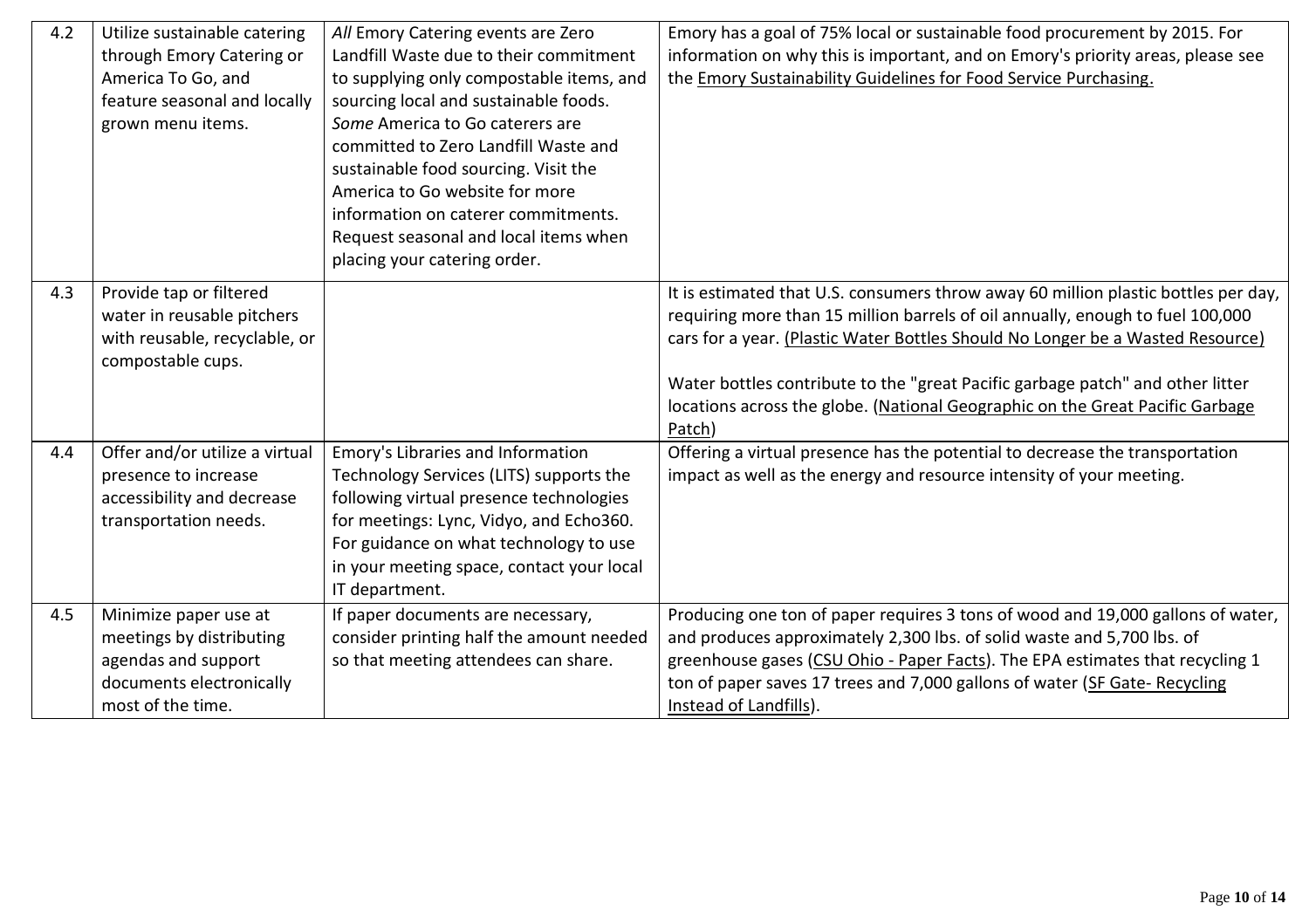| | | | |
|---|---|---|---|
| 4.2 | Utilize sustainable catering through Emory Catering or America To Go, and feature seasonal and locally grown menu items. | *All* Emory Catering events are Zero Landfill Waste due to their commitment to supplying only compostable items, and sourcing local and sustainable foods. *Some* America to Go caterers are committed to Zero Landfill Waste and sustainable food sourcing. Visit the America to Go website for more information on caterer commitments. Request seasonal and local items when placing your catering order. | Emory has a goal of 75% local or sustainable food procurement by 2015. For information on why this is important, and on Emory's priority areas, please see the Emory Sustainability Guidelines for Food Service Purchasing. |
| 4.3 | Provide tap or filtered water in reusable pitchers with reusable, recyclable, or compostable cups. | | It is estimated that U.S. consumers throw away 60 million plastic bottles per day, requiring more than 15 million barrels of oil annually, enough to fuel 100,000 cars for a year. (Plastic Water Bottles Should No Longer be a Wasted Resource)<br><br>Water bottles contribute to the "great Pacific garbage patch" and other litter locations across the globe. (National Geographic on the Great Pacific Garbage Patch) |
| 4.4 | Offer and/or utilize a virtual presence to increase accessibility and decrease transportation needs. | Emory's Libraries and Information Technology Services (LITS) supports the following virtual presence technologies for meetings: Lync, Vidyo, and Echo360. For guidance on what technology to use in your meeting space, contact your local IT department. | Offering a virtual presence has the potential to decrease the transportation impact as well as the energy and resource intensity of your meeting. |
| 4.5 | Minimize paper use at meetings by distributing agendas and support documents electronically most of the time. | If paper documents are necessary, consider printing half the amount needed so that meeting attendees can share. | Producing one ton of paper requires 3 tons of wood and 19,000 gallons of water, and produces approximately 2,300 lbs. of solid waste and 5,700 lbs. of greenhouse gases (CSU Ohio - Paper Facts). The EPA estimates that recycling 1 ton of paper saves 17 trees and 7,000 gallons of water (SF Gate- Recycling Instead of Landfills). |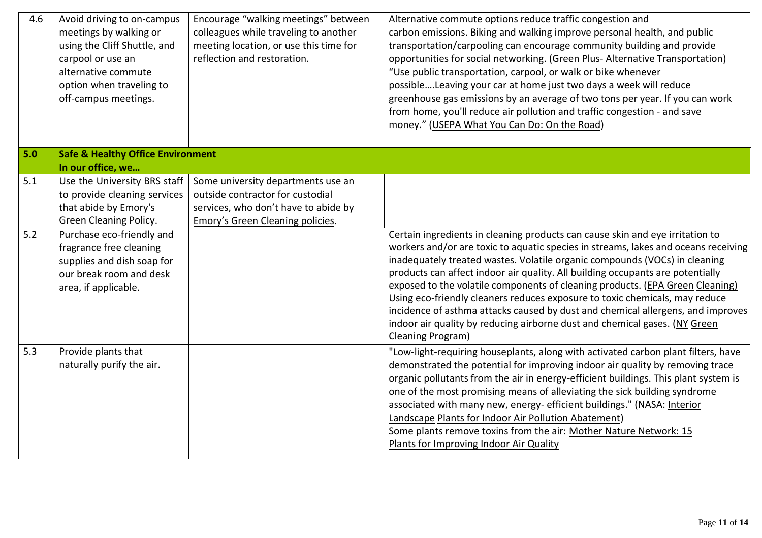| 4.6 | Avoid driving to on-campus meetings by walking or using the Cliff Shuttle, and carpool or use an alternative commute option when traveling to off-campus meetings. | Encourage "walking meetings" between colleagues while traveling to another meeting location, or use this time for reflection and restoration. | Alternative commute options reduce traffic congestion and carbon emissions. Biking and walking improve personal health, and public transportation/carpooling can encourage community building and provide opportunities for social networking. (Green Plus- Alternative Transportation) "Use public transportation, carpool, or walk or bike whenever possible….Leaving your car at home just two days a week will reduce greenhouse gas emissions by an average of two tons per year. If you can work from home, you'll reduce air pollution and traffic congestion - and save money." (USEPA What You Can Do: On the Road) |
|---|---|---|---|
| **5.0** | **Safe & Healthy Office Environment In our office, we…** | | |
| 5.1 | Use the University BRS staff to provide cleaning services that abide by Emory's Green Cleaning Policy. | Some university departments use an outside contractor for custodial services, who don't have to abide by Emory's Green Cleaning policies. | |
| 5.2 | Purchase eco-friendly and fragrance free cleaning supplies and dish soap for our break room and desk area, if applicable. | | Certain ingredients in cleaning products can cause skin and eye irritation to workers and/or are toxic to aquatic species in streams, lakes and oceans receiving inadequately treated wastes. Volatile organic compounds (VOCs) in cleaning products can affect indoor air quality. All building occupants are potentially exposed to the volatile components of cleaning products. (EPA Green Cleaning) Using eco-friendly cleaners reduces exposure to toxic chemicals, may reduce incidence of asthma attacks caused by dust and chemical allergens, and improves indoor air quality by reducing airborne dust and chemical gases. (NY Green Cleaning Program) |
| 5.3 | Provide plants that naturally purify the air. | | "Low-light-requiring houseplants, along with activated carbon plant filters, have demonstrated the potential for improving indoor air quality by removing trace organic pollutants from the air in energy-efficient buildings. This plant system is one of the most promising means of alleviating the sick building syndrome associated with many new, energy- efficient buildings." (NASA: Interior Landscape Plants for Indoor Air Pollution Abatement) Some plants remove toxins from the air: Mother Nature Network: 15 Plants for Improving Indoor Air Quality |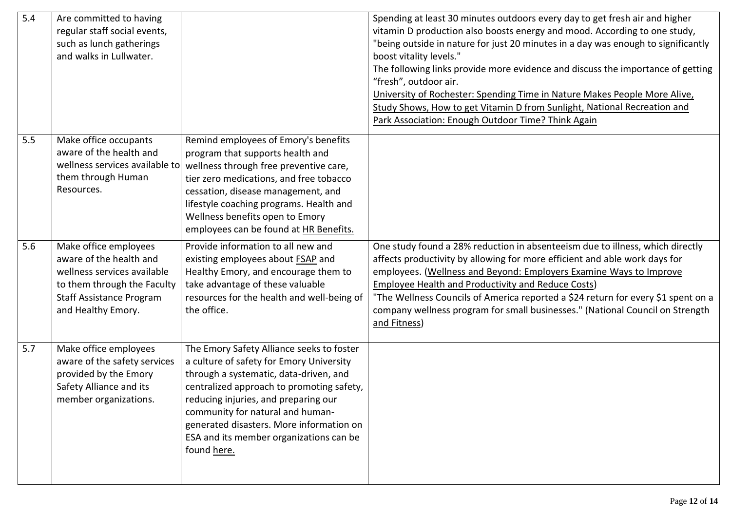| 5.4 | Are committed to having regular staff social events, such as lunch gatherings and walks in Lullwater. | | Spending at least 30 minutes outdoors every day to get fresh air and higher vitamin D production also boosts energy and mood. According to one study, "being outside in nature for just 20 minutes in a day was enough to significantly boost vitality levels." The following links provide more evidence and discuss the importance of getting "fresh", outdoor air. University of Rochester: Spending Time in Nature Makes People More Alive, Study Shows, How to get Vitamin D from Sunlight, National Recreation and Park Association: Enough Outdoor Time? Think Again |
|---|---|---|---|
| 5.5 | Make office occupants aware of the health and wellness services available to them through Human Resources. | Remind employees of Emory's benefits program that supports health and wellness through free preventive care, tier zero medications, and free tobacco cessation, disease management, and lifestyle coaching programs. Health and Wellness benefits open to Emory employees can be found at HR Benefits. | |
| 5.6 | Make office employees aware of the health and wellness services available to them through the Faculty Staff Assistance Program and Healthy Emory. | Provide information to all new and existing employees about FSAP and Healthy Emory, and encourage them to take advantage of these valuable resources for the health and well-being of the office. | One study found a 28% reduction in absenteeism due to illness, which directly affects productivity by allowing for more efficient and able work days for employees. (Wellness and Beyond: Employers Examine Ways to Improve Employee Health and Productivity and Reduce Costs) "The Wellness Councils of America reported a $24 return for every $1 spent on a company wellness program for small businesses." (National Council on Strength and Fitness) |
| 5.7 | Make office employees aware of the safety services provided by the Emory Safety Alliance and its member organizations. | The Emory Safety Alliance seeks to foster a culture of safety for Emory University through a systematic, data-driven, and centralized approach to promoting safety, reducing injuries, and preparing our community for natural and human-generated disasters. More information on ESA and its member organizations can be found here. | |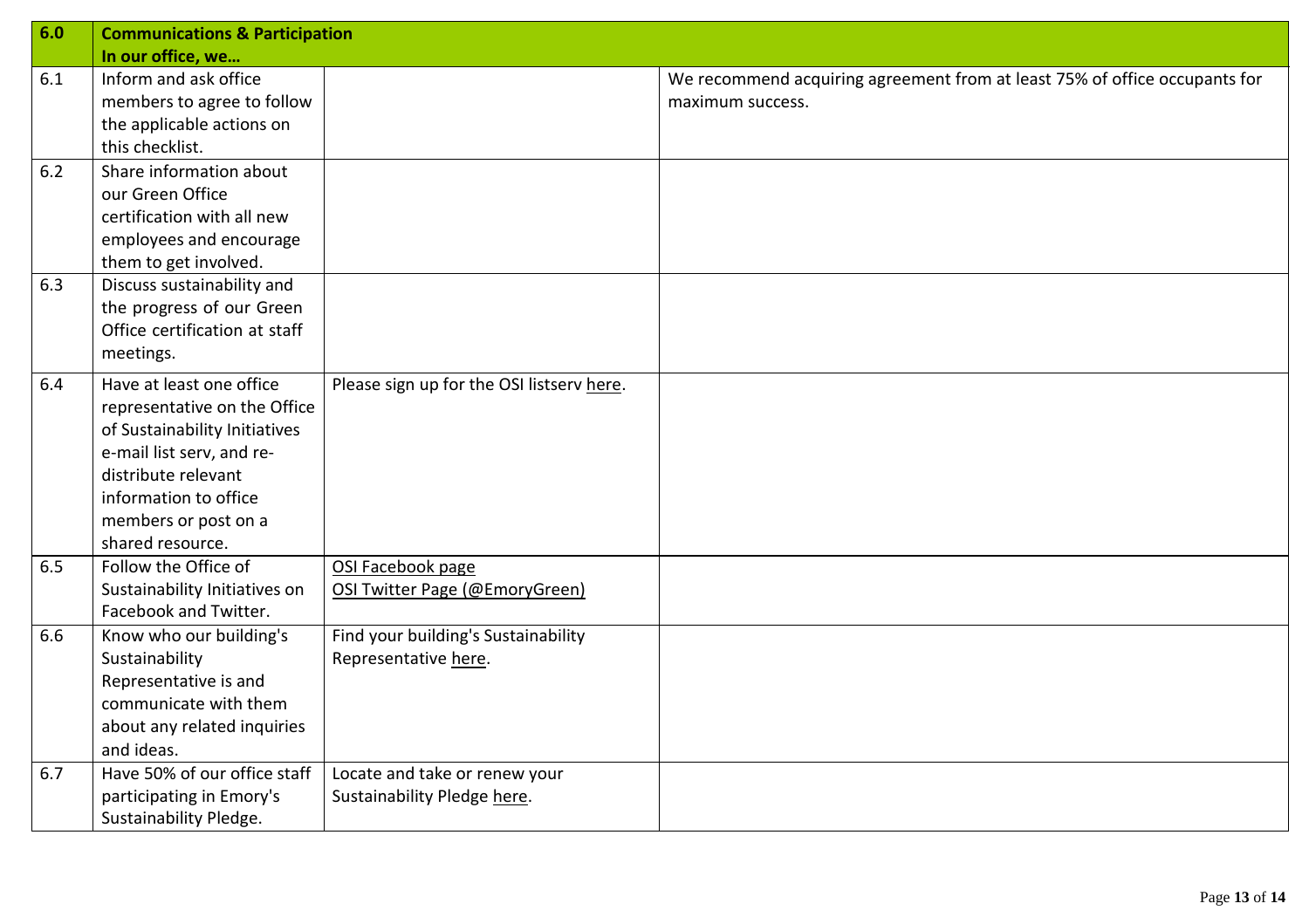| 6.0 | **Communications & Participation**<br>**In our office, we…** | | |
|---|---|---|---|
| 6.1 | Inform and ask office members to agree to follow the applicable actions on this checklist. | | We recommend acquiring agreement from at least 75% of office occupants for maximum success. |
| 6.2 | Share information about our Green Office certification with all new employees and encourage them to get involved. | | |
| 6.3 | Discuss sustainability and the progress of our Green Office certification at staff meetings. | | |
| 6.4 | Have at least one office representative on the Office of Sustainability Initiatives e-mail list serv, and re-distribute relevant information to office members or post on a shared resource. | Please sign up for the OSI listserv here. | |
| 6.5 | Follow the Office of Sustainability Initiatives on Facebook and Twitter. | OSI Facebook page<br>OSI Twitter Page (@EmoryGreen) | |
| 6.6 | Know who our building's Sustainability Representative is and communicate with them about any related inquiries and ideas. | Find your building's Sustainability Representative here. | |
| 6.7 | Have 50% of our office staff participating in Emory's Sustainability Pledge. | Locate and take or renew your Sustainability Pledge here. | |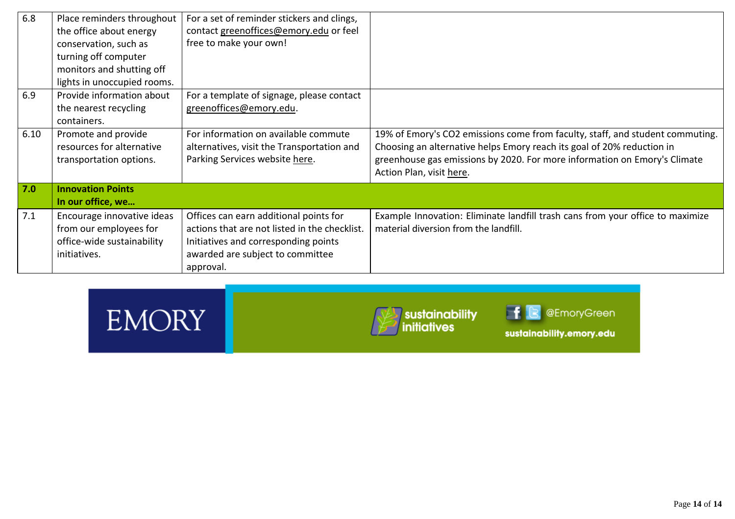| | | | |
|---|---|---|---|
| 6.8 | Place reminders throughout the office about energy conservation, such as turning off computer monitors and shutting off lights in unoccupied rooms. | For a set of reminder stickers and clings, contact greenoffices@emory.edu or feel free to make your own! | |
| 6.9 | Provide information about the nearest recycling containers. | For a template of signage, please contact greenoffices@emory.edu. | |
| 6.10 | Promote and provide resources for alternative transportation options. | For information on available commute alternatives, visit the Transportation and Parking Services website here. | 19% of Emory's $CO_2$ emissions come from faculty, staff, and student commuting. Choosing an alternative helps Emory reach its goal of 20% reduction in greenhouse gas emissions by 2020. For more information on Emory's Climate Action Plan, visit here. |
| **7.0** | **Innovation Points**<br>**In our office, we…** | | |
| 7.1 | Encourage innovative ideas from our employees for office-wide sustainability initiatives. | Offices can earn additional points for actions that are not listed in the checklist. Initiatives and corresponding points awarded are subject to committee approval. | Example Innovation: Eliminate landfill trash cans from your office to maximize material diversion from the landfill. |

EMORY

sustainability initiatives

@EmoryGreen

sustainability.emory.edu